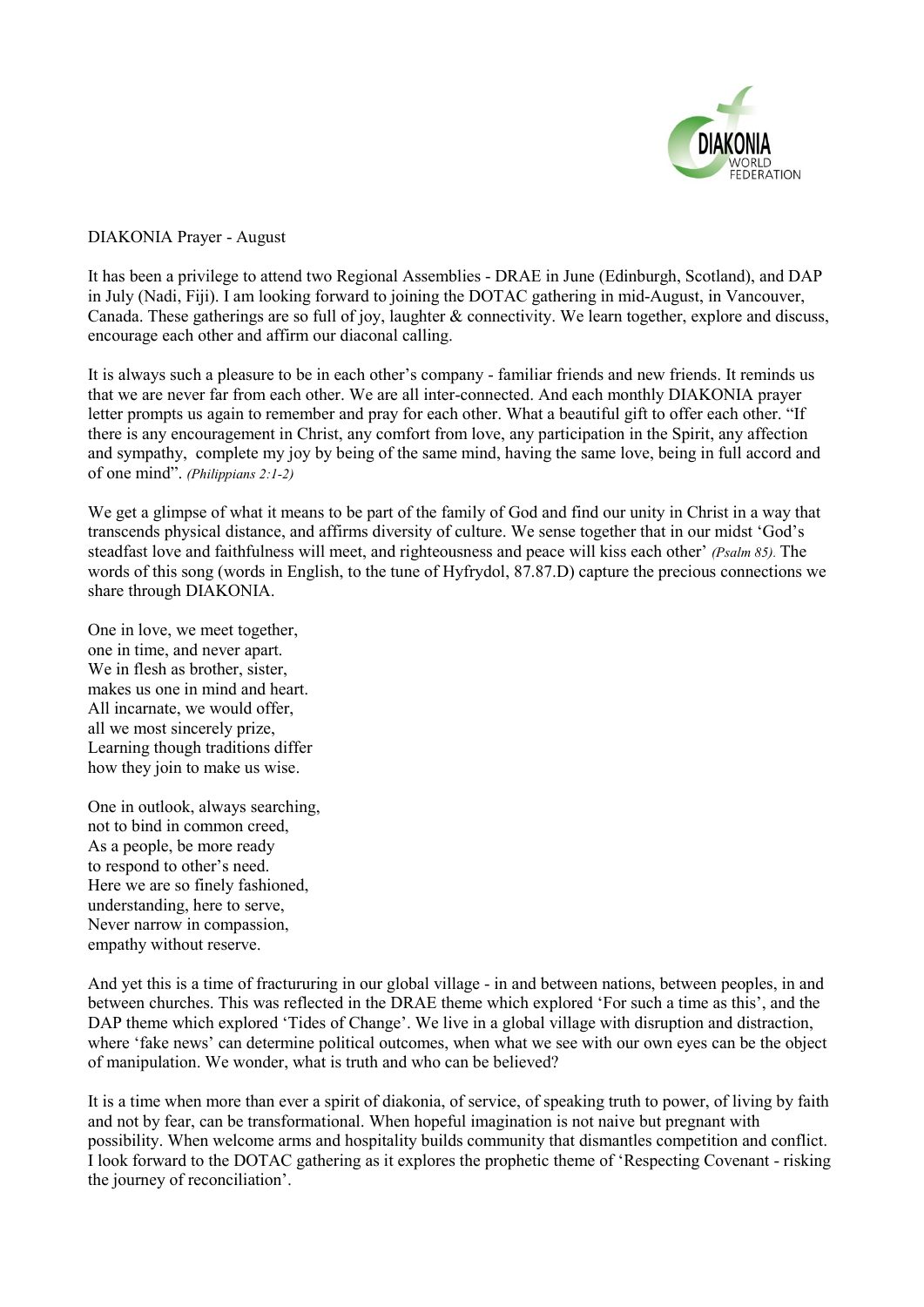DIAKONIA Prayer - August

It has been a privilege to attend two Regional Assemblies - DRAE in June (Edinburgh, Scotland), and DAP in July (Nadi, Fiji). I am looking forward to joining the DOTAC gathering in mid-August, in Vancouver, Canada. These gatherings are so full of joy, laughter & connectivity. We learn together, explore and discuss, encourage each other and affirm our diaconal calling.

It is always such a pleasure to be in each other's company - familiar friends and new friends. It reminds us that we are never far from each other. We are all inter-connected. And each monthly DIAKONIA prayer letter prompts us again to remember and pray for each other. What a beautiful gift to offer each other. "If there is any encouragement in Christ, any comfort from love, any participation in the Spirit, any affection and sympathy, complete my joy by being of the same mind, having the same love, being in full accord and of one mind". *(Philippians 2:1-2)*

We get a glimpse of what it means to be part of the family of God and find our unity in Christ in a way that transcends physical distance, and affirms diversity of culture. We sense together that in our midst 'God's steadfast love and faithfulness will meet, and righteousness and peace will kiss each other' *(Psalm 85).* The words of this song (words in English, to the tune of Hyfrydol, 87.87.D) capture the precious connections we share through DIAKONIA.

One in love, we meet together,  
one in time, and never apart.  
We in flesh as brother, sister,  
makes us one in mind and heart.  
All incarnate, we would offer,  
all we most sincerely prize,  
Learning though traditions differ  
how they join to make us wise.

One in outlook, always searching,  
not to bind in common creed,  
As a people, be more ready  
to respond to other's need.  
Here we are so finely fashioned,  
understanding, here to serve,  
Never narrow in compassion,  
empathy without reserve.

And yet this is a time of fracturuing in our global village - in and between nations, between peoples, in and between churches. This was reflected in the DRAE theme which explored 'For such a time as this', and the DAP theme which explored 'Tides of Change'. We live in a global village with disruption and distraction, where 'fake news' can determine political outcomes, when what we see with our own eyes can be the object of manipulation. We wonder, what is truth and who can be believed?

It is a time when more than ever a spirit of diakonia, of service, of speaking truth to power, of living by faith and not by fear, can be transformational. When hopeful imagination is not naive but pregnant with possibility. When welcome arms and hospitality builds community that dismantles competition and conflict. I look forward to the DOTAC gathering as it explores the prophetic theme of 'Respecting Covenant - risking the journey of reconciliation'.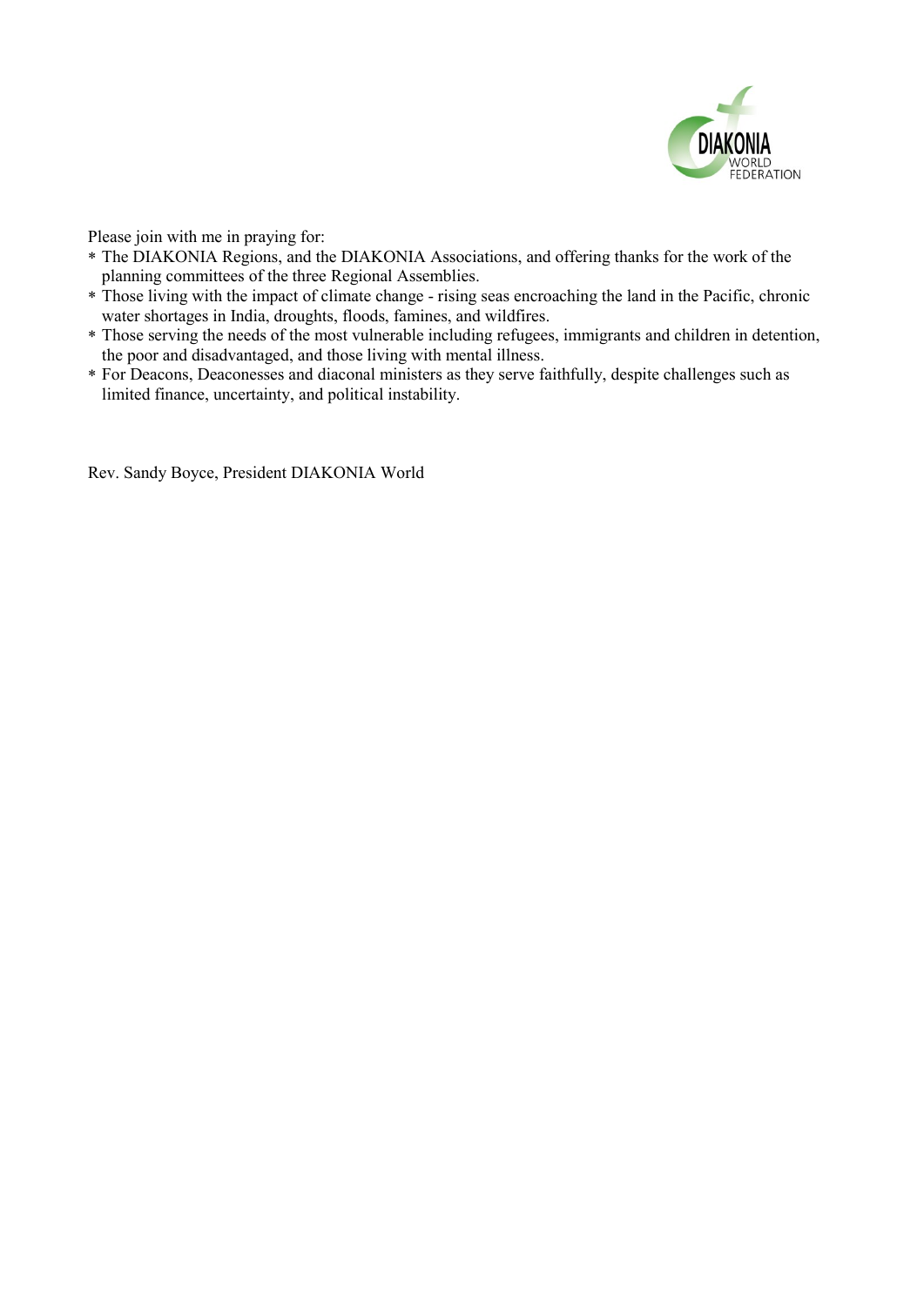Please join with me in praying for:

* The DIAKONIA Regions, and the DIAKONIA Associations, and offering thanks for the work of the planning committees of the three Regional Assemblies.
* Those living with the impact of climate change - rising seas encroaching the land in the Pacific, chronic water shortages in India, droughts, floods, famines, and wildfires.
* Those serving the needs of the most vulnerable including refugees, immigrants and children in detention, the poor and disadvantaged, and those living with mental illness.
* For Deacons, Deaconesses and diaconal ministers as they serve faithfully, despite challenges such as limited finance, uncertainty, and political instability.

Rev. Sandy Boyce, President DIAKONIA World